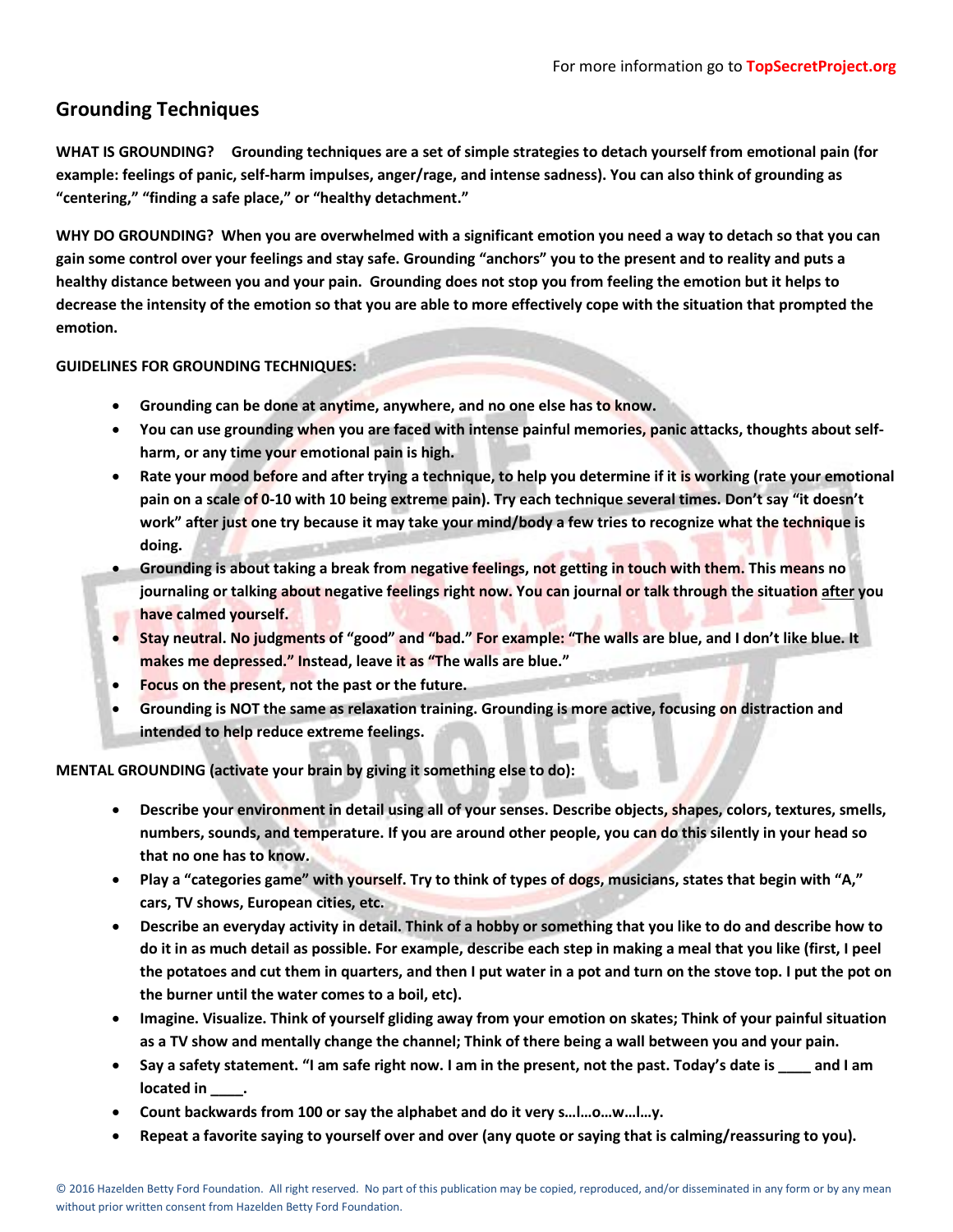For more information go to **TopSecretProject.org**

## Grounding Techniques

**WHAT IS GROUNDING? Grounding techniques are a set of simple strategies to detach yourself from emotional pain (for example: feelings of panic, self-harm impulses, anger/rage, and intense sadness). You can also think of grounding as "centering," "finding a safe place," or "healthy detachment."**

**WHY DO GROUNDING? When you are overwhelmed with a significant emotion you need a way to detach so that you can gain some control over your feelings and stay safe. Grounding "anchors" you to the present and to reality and puts a healthy distance between you and your pain. Grounding does not stop you from feeling the emotion but it helps to decrease the intensity of the emotion so that you are able to more effectively cope with the situation that prompted the emotion.**

**GUIDELINES FOR GROUNDING TECHNIQUES:**

- **Grounding can be done at anytime, anywhere, and no one else has to know.**
- **You can use grounding when you are faced with intense painful memories, panic attacks, thoughts about self-harm, or any time your emotional pain is high.**
- **Rate your mood before and after trying a technique, to help you determine if it is working (rate your emotional pain on a scale of 0-10 with 10 being extreme pain). Try each technique several times. Don't say "it doesn't work" after just one try because it may take your mind/body a few tries to recognize what the technique is doing.**
- **Grounding is about taking a break from negative feelings, not getting in touch with them. This means no journaling or talking about negative feelings right now. You can journal or talk through the situation <u>after</u> you have calmed yourself.**
- **Stay neutral. No judgments of "good" and "bad." For example: "The walls are blue, and I don't like blue. It makes me depressed." Instead, leave it as "The walls are blue."**
- **Focus on the present, not the past or the future.**
- **Grounding is NOT the same as relaxation training. Grounding is more active, focusing on distraction and intended to help reduce extreme feelings.**

**MENTAL GROUNDING (activate your brain by giving it something else to do):**

- **Describe your environment in detail using all of your senses. Describe objects, shapes, colors, textures, smells, numbers, sounds, and temperature. If you are around other people, you can do this silently in your head so that no one has to know.**
- **Play a "categories game" with yourself. Try to think of types of dogs, musicians, states that begin with "A," cars, TV shows, European cities, etc.**
- **Describe an everyday activity in detail. Think of a hobby or something that you like to do and describe how to do it in as much detail as possible. For example, describe each step in making a meal that you like (first, I peel the potatoes and cut them in quarters, and then I put water in a pot and turn on the stove top. I put the pot on the burner until the water comes to a boil, etc).**
- **Imagine. Visualize. Think of yourself gliding away from your emotion on skates; Think of your painful situation as a TV show and mentally change the channel; Think of there being a wall between you and your pain.**
- **Say a safety statement. "I am safe right now. I am in the present, not the past. Today's date is ____ and I am located in ____.**
- **Count backwards from 100 or say the alphabet and do it very s…l…o…w…l…y.**
- **Repeat a favorite saying to yourself over and over (any quote or saying that is calming/reassuring to you).**

© 2016 Hazelden Betty Ford Foundation. All right reserved. No part of this publication may be copied, reproduced, and/or disseminated in any form or by any mean without prior written consent from Hazelden Betty Ford Foundation.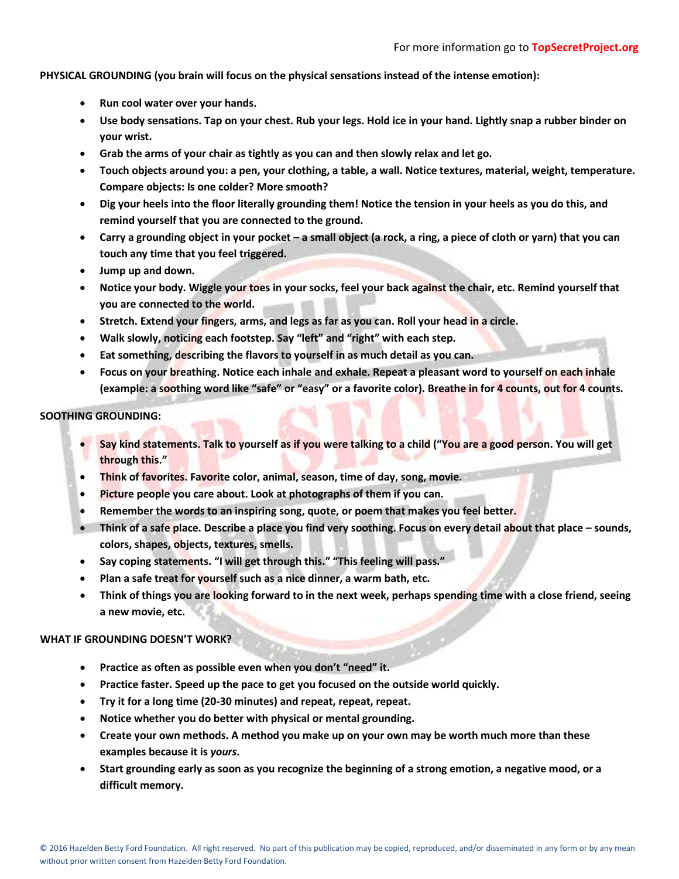**PHYSICAL GROUNDING (you brain will focus on the physical sensations instead of the intense emotion):**

- Run cool water over your hands.
- Use body sensations. Tap on your chest. Rub your legs. Hold ice in your hand. Lightly snap a rubber binder on your wrist.
- Grab the arms of your chair as tightly as you can and then slowly relax and let go.
- Touch objects around you: a pen, your clothing, a table, a wall. Notice textures, material, weight, temperature. Compare objects: Is one colder? More smooth?
- Dig your heels into the floor literally grounding them! Notice the tension in your heels as you do this, and remind yourself that you are connected to the ground.
- Carry a grounding object in your pocket – a small object (a rock, a ring, a piece of cloth or yarn) that you can touch any time that you feel triggered.
- Jump up and down.
- Notice your body. Wiggle your toes in your socks, feel your back against the chair, etc. Remind yourself that you are connected to the world.
- Stretch. Extend your fingers, arms, and legs as far as you can. Roll your head in a circle.
- Walk slowly, noticing each footstep. Say "left" and "right" with each step.
- Eat something, describing the flavors to yourself in as much detail as you can.
- Focus on your breathing. Notice each inhale and exhale. Repeat a pleasant word to yourself on each inhale (example: a soothing word like "safe" or "easy" or a favorite color). Breathe in for 4 counts, out for 4 counts.

**SOOTHING GROUNDING:**

- Say kind statements. Talk to yourself as if you were talking to a child ("You are a good person. You will get through this."
- Think of favorites. Favorite color, animal, season, time of day, song, movie.
- Picture people you care about. Look at photographs of them if you can.
- Remember the words to an inspiring song, quote, or poem that makes you feel better.
- Think of a safe place. Describe a place you find very soothing. Focus on every detail about that place – sounds, colors, shapes, objects, textures, smells.
- Say coping statements. "I will get through this." "This feeling will pass."
- Plan a safe treat for yourself such as a nice dinner, a warm bath, etc.
- Think of things you are looking forward to in the next week, perhaps spending time with a close friend, seeing a new movie, etc.

**WHAT IF GROUNDING DOESN'T WORK?**

- Practice as often as possible even when you don't "need" it.
- Practice faster. Speed up the pace to get you focused on the outside world quickly.
- Try it for a long time (20-30 minutes) and repeat, repeat, repeat.
- Notice whether you do better with physical or mental grounding.
- Create your own methods. A method you make up on your own may be worth much more than these examples because it is *yours*.
- Start grounding early as soon as you recognize the beginning of a strong emotion, a negative mood, or a difficult memory.